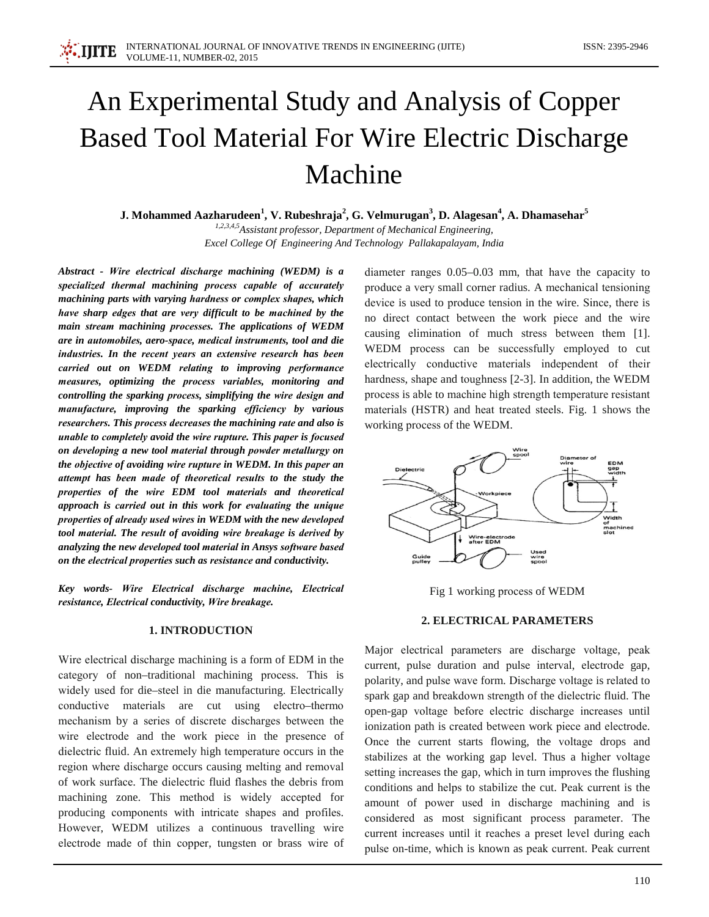# An Experimental Study and Analysis of Copper Based Tool Material For Wire Electric Discharge Machine

**J. Mohammed Aazharudeen[1], V. Rubeshraja[2], G. Velmurugan[3], D. Alagesan[4], A. Dhamasehar[5]**

[1,2,3,4,5] *Assistant professor, Department of Mechanical Engineering, Excel College Of Engineering And Technology Pallakapalayam, India*

***Abstract - Wire electrical discharge machining (WEDM) is a specialized thermal machining process capable of accurately machining parts with varying hardness or complex shapes, which have sharp edges that are very difficult to be machined by the main stream machining processes. The applications of WEDM are in automobiles, aero-space, medical instruments, tool and die industries. In the recent years an extensive research has been carried out on WEDM relating to improving performance measures, optimizing the process variables, monitoring and controlling the sparking process, simplifying the wire design and manufacture, improving the sparking efficiency by various researchers. This process decreases the machining rate and also is unable to completely avoid the wire rupture. This paper is focused on developing a new tool material through powder metallurgy on the objective of avoiding wire rupture in WEDM. In this paper an attempt has been made of theoretical results to the study the properties of the wire EDM tool materials and theoretical approach is carried out in this work for evaluating the unique properties of already used wires in WEDM with the new developed tool material. The result of avoiding wire breakage is derived by analyzing the new developed tool material in Ansys software based on the electrical properties such as resistance and conductivity.***

***Key words- Wire Electrical discharge machine, Electrical resistance, Electrical conductivity, Wire breakage.***

## 1. INTRODUCTION

Wire electrical discharge machining is a form of EDM in the category of non–traditional machining process. This is widely used for die–steel in die manufacturing. Electrically conductive materials are cut using electro–thermo mechanism by a series of discrete discharges between the wire electrode and the work piece in the presence of dielectric fluid. An extremely high temperature occurs in the region where discharge occurs causing melting and removal of work surface. The dielectric fluid flashes the debris from machining zone. This method is widely accepted for producing components with intricate shapes and profiles. However, WEDM utilizes a continuous travelling wire electrode made of thin copper, tungsten or brass wire of diameter ranges 0.05–0.03 mm, that have the capacity to produce a very small corner radius. A mechanical tensioning device is used to produce tension in the wire. Since, there is no direct contact between the work piece and the wire causing elimination of much stress between them [1]. WEDM process can be successfully employed to cut electrically conductive materials independent of their hardness, shape and toughness [2-3]. In addition, the WEDM process is able to machine high strength temperature resistant materials (HSTR) and heat treated steels. Fig. 1 shows the working process of the WEDM.

Fig 1 working process of WEDM

## 2. ELECTRICAL PARAMETERS

Major electrical parameters are discharge voltage, peak current, pulse duration and pulse interval, electrode gap, polarity, and pulse wave form. Discharge voltage is related to spark gap and breakdown strength of the dielectric fluid. The open-gap voltage before electric discharge increases until ionization path is created between work piece and electrode. Once the current starts flowing, the voltage drops and stabilizes at the working gap level. Thus a higher voltage setting increases the gap, which in turn improves the flushing conditions and helps to stabilize the cut. Peak current is the amount of power used in discharge machining and is considered as most significant process parameter. The current increases until it reaches a preset level during each pulse on-time, which is known as peak current. Peak current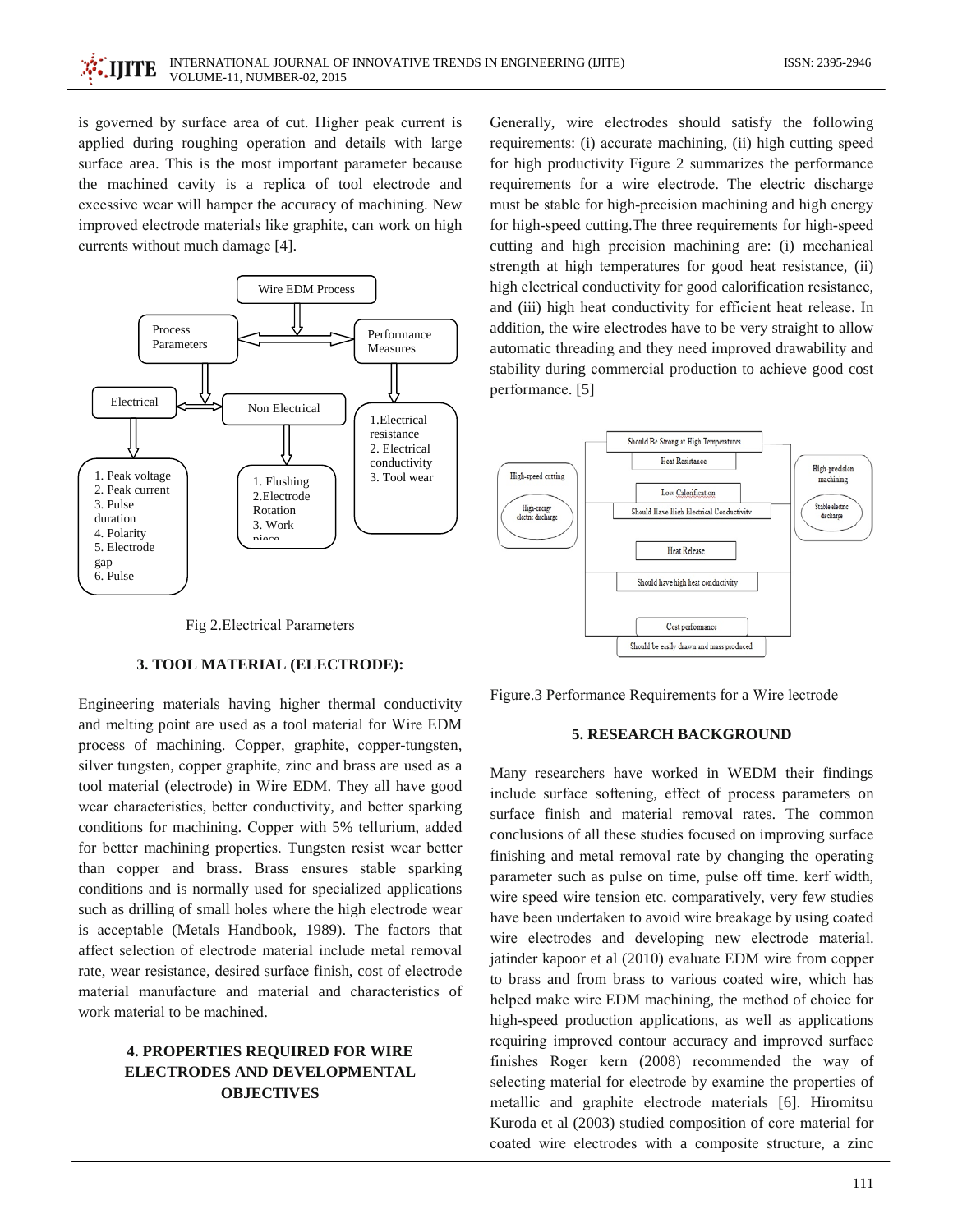is governed by surface area of cut. Higher peak current is applied during roughing operation and details with large surface area. This is the most important parameter because the machined cavity is a replica of tool electrode and excessive wear will hamper the accuracy of machining. New improved electrode materials like graphite, can work on high currents without much damage [4].

Fig 2.Electrical Parameters

### 3. TOOL MATERIAL (ELECTRODE):

Engineering materials having higher thermal conductivity and melting point are used as a tool material for Wire EDM process of machining. Copper, graphite, copper-tungsten, silver tungsten, copper graphite, zinc and brass are used as a tool material (electrode) in Wire EDM. They all have good wear characteristics, better conductivity, and better sparking conditions for machining. Copper with 5% tellurium, added for better machining properties. Tungsten resist wear better than copper and brass. Brass ensures stable sparking conditions and is normally used for specialized applications such as drilling of small holes where the high electrode wear is acceptable (Metals Handbook, 1989). The factors that affect selection of electrode material include metal removal rate, wear resistance, desired surface finish, cost of electrode material manufacture and material and characteristics of work material to be machined.

### 4. PROPERTIES REQUIRED FOR WIRE ELECTRODES AND DEVELOPMENTAL OBJECTIVES

Generally, wire electrodes should satisfy the following requirements: (i) accurate machining, (ii) high cutting speed for high productivity Figure 2 summarizes the performance requirements for a wire electrode. The electric discharge must be stable for high-precision machining and high energy for high-speed cutting.The three requirements for high-speed cutting and high precision machining are: (i) mechanical strength at high temperatures for good heat resistance, (ii) high electrical conductivity for good calorification resistance, and (iii) high heat conductivity for efficient heat release. In addition, the wire electrodes have to be very straight to allow automatic threading and they need improved drawability and stability during commercial production to achieve good cost performance. [5]

Figure.3 Performance Requirements for a Wire lectrode

### 5. RESEARCH BACKGROUND

Many researchers have worked in WEDM their findings include surface softening, effect of process parameters on surface finish and material removal rates. The common conclusions of all these studies focused on improving surface finishing and metal removal rate by changing the operating parameter such as pulse on time, pulse off time. kerf width, wire speed wire tension etc. comparatively, very few studies have been undertaken to avoid wire breakage by using coated wire electrodes and developing new electrode material. jatinder kapoor et al (2010) evaluate EDM wire from copper to brass and from brass to various coated wire, which has helped make wire EDM machining, the method of choice for high-speed production applications, as well as applications requiring improved contour accuracy and improved surface finishes Roger kern (2008) recommended the way of selecting material for electrode by examine the properties of metallic and graphite electrode materials [6]. Hiromitsu Kuroda et al (2003) studied composition of core material for coated wire electrodes with a composite structure, a zinc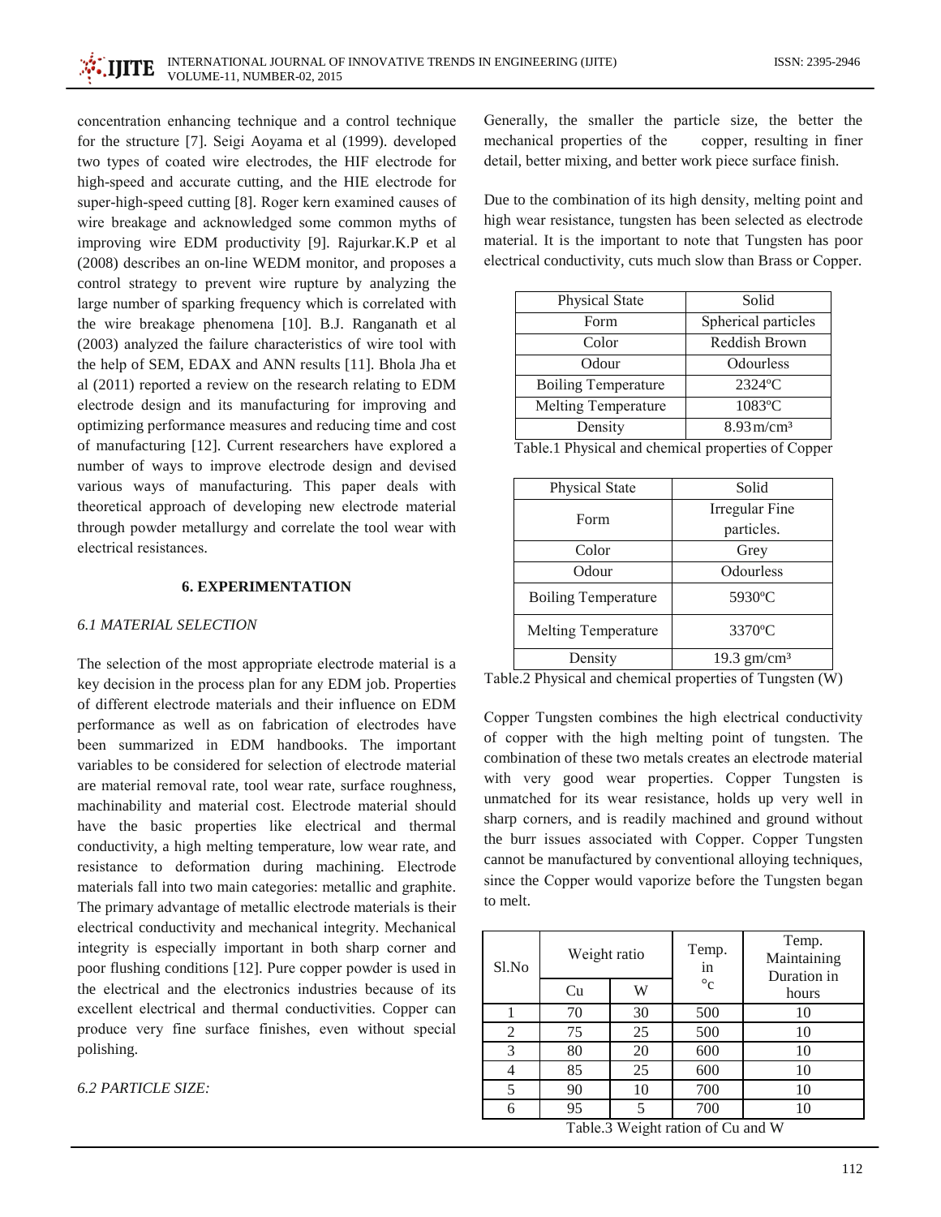concentration enhancing technique and a control technique for the structure [7]. Seigi Aoyama et al (1999). developed two types of coated wire electrodes, the HIF electrode for high-speed and accurate cutting, and the HIE electrode for super-high-speed cutting [8]. Roger kern examined causes of wire breakage and acknowledged some common myths of improving wire EDM productivity [9]. Rajurkar.K.P et al (2008) describes an on-line WEDM monitor, and proposes a control strategy to prevent wire rupture by analyzing the large number of sparking frequency which is correlated with the wire breakage phenomena [10]. B.J. Ranganath et al (2003) analyzed the failure characteristics of wire tool with the help of SEM, EDAX and ANN results [11]. Bhola Jha et al (2011) reported a review on the research relating to EDM electrode design and its manufacturing for improving and optimizing performance measures and reducing time and cost of manufacturing [12]. Current researchers have explored a number of ways to improve electrode design and devised various ways of manufacturing. This paper deals with theoretical approach of developing new electrode material through powder metallurgy and correlate the tool wear with electrical resistances.

## 6. EXPERIMENTATION

### *6.1 MATERIAL SELECTION*

The selection of the most appropriate electrode material is a key decision in the process plan for any EDM job. Properties of different electrode materials and their influence on EDM performance as well as on fabrication of electrodes have been summarized in EDM handbooks. The important variables to be considered for selection of electrode material are material removal rate, tool wear rate, surface roughness, machinability and material cost. Electrode material should have the basic properties like electrical and thermal conductivity, a high melting temperature, low wear rate, and resistance to deformation during machining. Electrode materials fall into two main categories: metallic and graphite. The primary advantage of metallic electrode materials is their electrical conductivity and mechanical integrity. Mechanical integrity is especially important in both sharp corner and poor flushing conditions [12]. Pure copper powder is used in the electrical and the electronics industries because of its excellent electrical and thermal conductivities. Copper can produce very fine surface finishes, even without special polishing.

### *6.2 PARTICLE SIZE:*

Generally, the smaller the particle size, the better the mechanical properties of the copper, resulting in finer detail, better mixing, and better work piece surface finish.

Due to the combination of its high density, melting point and high wear resistance, tungsten has been selected as electrode material. It is the important to note that Tungsten has poor electrical conductivity, cuts much slow than Brass or Copper.

| Physical State | Solid |
|---|---|
| Form | Spherical particles |
| Color | Reddish Brown |
| Odour | Odourless |
| Boiling Temperature | 2324ºC |
| Melting Temperature | 1083ºC |
| Density | 8.93m/cm³ |

Table.1 Physical and chemical properties of Copper

| Physical State | Solid |
|---|---|
| Form | Irregular Fine particles. |
| Color | Grey |
| Odour | Odourless |
| Boiling Temperature | 5930ºC |
| Melting Temperature | 3370ºC |
| Density | 19.3 gm/cm³ |

Table.2 Physical and chemical properties of Tungsten (W)

Copper Tungsten combines the high electrical conductivity of copper with the high melting point of tungsten. The combination of these two metals creates an electrode material with very good wear properties. Copper Tungsten is unmatched for its wear resistance, holds up very well in sharp corners, and is readily machined and ground without the burr issues associated with Copper. Copper Tungsten cannot be manufactured by conventional alloying techniques, since the Copper would vaporize before the Tungsten began to melt.

| Sl.No | Weight ratio | | Temp. in °c | Temp. Maintaining Duration in hours |
|---|---|---|---|---|
| | Cu | W | | |
| 1 | 70 | 30 | 500 | 10 |
| 2 | 75 | 25 | 500 | 10 |
| 3 | 80 | 20 | 600 | 10 |
| 4 | 85 | 25 | 600 | 10 |
| 5 | 90 | 10 | 700 | 10 |
| 6 | 95 | 5 | 700 | 10 |

Table.3 Weight ration of Cu and W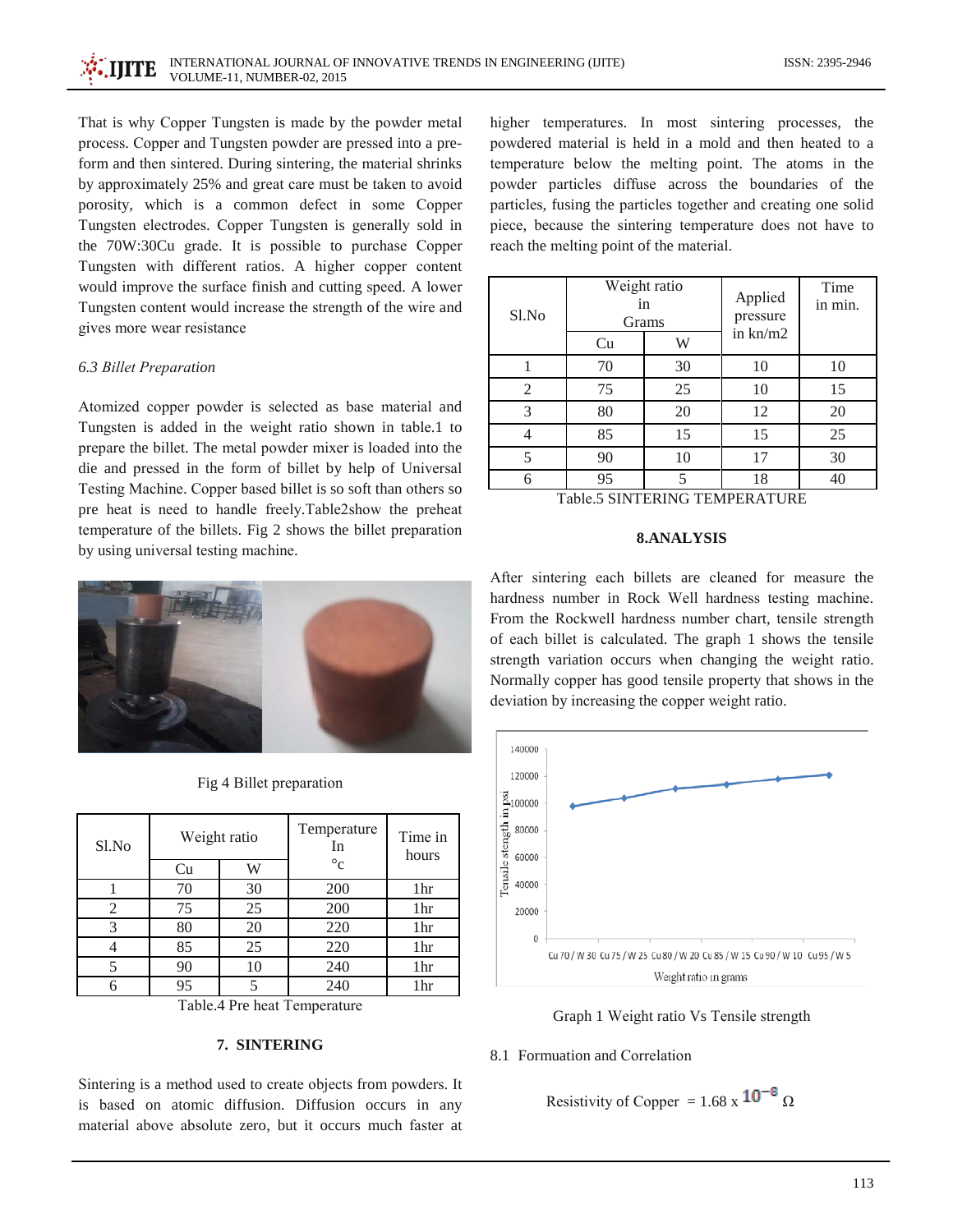That is why Copper Tungsten is made by the powder metal process. Copper and Tungsten powder are pressed into a pre-form and then sintered. During sintering, the material shrinks by approximately 25% and great care must be taken to avoid porosity, which is a common defect in some Copper Tungsten electrodes. Copper Tungsten is generally sold in the 70W:30Cu grade. It is possible to purchase Copper Tungsten with different ratios. A higher copper content would improve the surface finish and cutting speed. A lower Tungsten content would increase the strength of the wire and gives more wear resistance

*6.3 Billet Preparation*

Atomized copper powder is selected as base material and Tungsten is added in the weight ratio shown in table.1 to prepare the billet. The metal powder mixer is loaded into the die and pressed in the form of billet by help of Universal Testing Machine. Copper based billet is so soft than others so pre heat is need to handle freely.Table2show the preheat temperature of the billets. Fig 2 shows the billet preparation by using universal testing machine.

Fig 4 Billet preparation

| Sl.No | Weight ratio | | Temperature In °c | Time in hours |
|---|---|---|---|---|
| | Cu | W | | |
| 1 | 70 | 30 | 200 | 1hr |
| 2 | 75 | 25 | 200 | 1hr |
| 3 | 80 | 20 | 220 | 1hr |
| 4 | 85 | 25 | 220 | 1hr |
| 5 | 90 | 10 | 240 | 1hr |
| 6 | 95 | 5 | 240 | 1hr |

Table.4 Pre heat Temperature

## 7. SINTERING

Sintering is a method used to create objects from powders. It is based on atomic diffusion. Diffusion occurs in any material above absolute zero, but it occurs much faster at higher temperatures. In most sintering processes, the powdered material is held in a mold and then heated to a temperature below the melting point. The atoms in the powder particles diffuse across the boundaries of the particles, fusing the particles together and creating one solid piece, because the sintering temperature does not have to reach the melting point of the material.

| Sl.No | Weight ratio in Grams | | Applied pressure in kn/m2 | Time in min. |
|---|---|---|---|---|
| | Cu | W | | |
| 1 | 70 | 30 | 10 | 10 |
| 2 | 75 | 25 | 10 | 15 |
| 3 | 80 | 20 | 12 | 20 |
| 4 | 85 | 15 | 15 | 25 |
| 5 | 90 | 10 | 17 | 30 |
| 6 | 95 | 5 | 18 | 40 |

Table.5 SINTERING TEMPERATURE

## 8.ANALYSIS

After sintering each billets are cleaned for measure the hardness number in Rock Well hardness testing machine. From the Rockwell hardness number chart, tensile strength of each billet is calculated. The graph 1 shows the tensile strength variation occurs when changing the weight ratio. Normally copper has good tensile property that shows in the deviation by increasing the copper weight ratio.

Graph 1 Weight ratio Vs Tensile strength

8.1 Formuation and Correlation

Resistivity of Copper $= 1.68 \times 10^{-8}\ \Omega$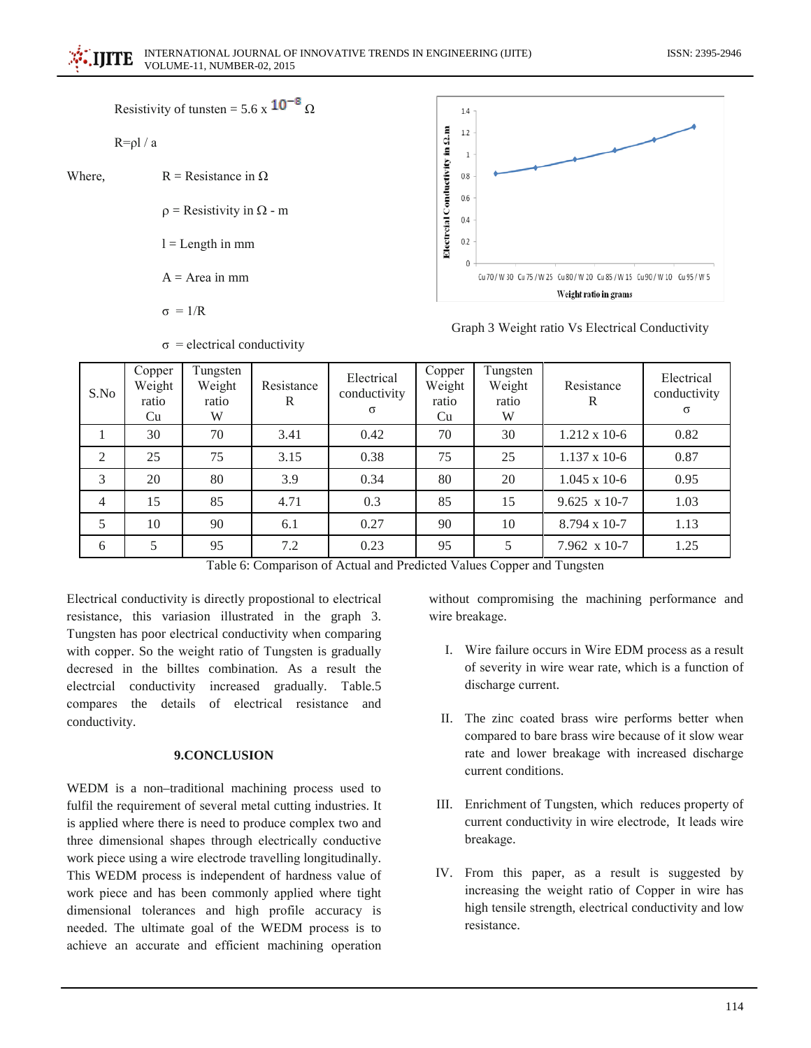Resistivity of tunsten = 5.6 x $10^{-8}$ Ω

R=ρl / a

Where, R = Resistance in Ω

ρ = Resistivity in Ω - m

l = Length in mm

A = Area in mm

σ = 1/R

σ = electrical conductivity

Graph 3 Weight ratio Vs Electrical Conductivity

| S.No | Copper Weight ratio Cu | Tungsten Weight ratio W | Resistance R | Electrical conductivity σ | Copper Weight ratio Cu | Tungsten Weight ratio W | Resistance R | Electrical conductivity σ |
|---|---|---|---|---|---|---|---|---|
| 1 | 30 | 70 | 3.41 | 0.42 | 70 | 30 | 1.212 x 10-6 | 0.82 |
| 2 | 25 | 75 | 3.15 | 0.38 | 75 | 25 | 1.137 x 10-6 | 0.87 |
| 3 | 20 | 80 | 3.9 | 0.34 | 80 | 20 | 1.045 x 10-6 | 0.95 |
| 4 | 15 | 85 | 4.71 | 0.3 | 85 | 15 | 9.625 x 10-7 | 1.03 |
| 5 | 10 | 90 | 6.1 | 0.27 | 90 | 10 | 8.794 x 10-7 | 1.13 |
| 6 | 5 | 95 | 7.2 | 0.23 | 95 | 5 | 7.962 x 10-7 | 1.25 |

Table 6: Comparison of Actual and Predicted Values Copper and Tungsten

Electrical conductivity is directly propostional to electrical resistance, this variasion illustrated in the graph 3. Tungsten has poor electrical conductivity when comparing with copper. So the weight ratio of Tungsten is gradually decresed in the billtes combination. As a result the electrcial conductivity increased gradually. Table.5 compares the details of electrical resistance and conductivity.

## 9.CONCLUSION

WEDM is a non–traditional machining process used to fulfil the requirement of several metal cutting industries. It is applied where there is need to produce complex two and three dimensional shapes through electrically conductive work piece using a wire electrode travelling longitudinally. This WEDM process is independent of hardness value of work piece and has been commonly applied where tight dimensional tolerances and high profile accuracy is needed. The ultimate goal of the WEDM process is to achieve an accurate and efficient machining operation without compromising the machining performance and wire breakage.

I. Wire failure occurs in Wire EDM process as a result of severity in wire wear rate, which is a function of discharge current.

II. The zinc coated brass wire performs better when compared to bare brass wire because of it slow wear rate and lower breakage with increased discharge current conditions.

III. Enrichment of Tungsten, which reduces property of current conductivity in wire electrode, It leads wire breakage.

IV. From this paper, as a result is suggested by increasing the weight ratio of Copper in wire has high tensile strength, electrical conductivity and low resistance.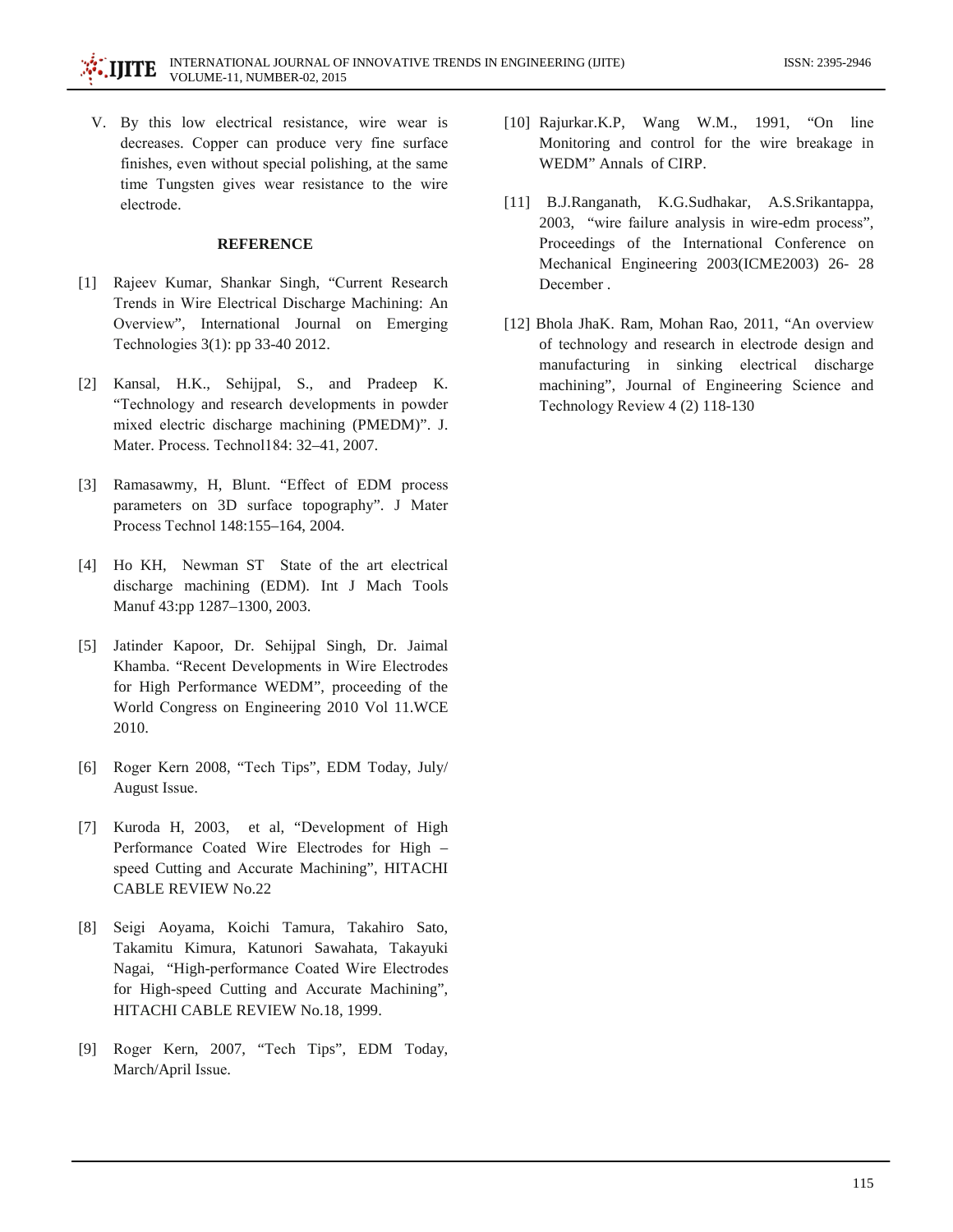V. By this low electrical resistance, wire wear is decreases. Copper can produce very fine surface finishes, even without special polishing, at the same time Tungsten gives wear resistance to the wire electrode.

## REFERENCE

[1] Rajeev Kumar, Shankar Singh, "Current Research Trends in Wire Electrical Discharge Machining: An Overview", International Journal on Emerging Technologies 3(1): pp 33-40 2012.

[2] Kansal, H.K., Sehijpal, S., and Pradeep K. "Technology and research developments in powder mixed electric discharge machining (PMEDM)". J. Mater. Process. Technol184: 32–41, 2007.

[3] Ramasawmy, H, Blunt. "Effect of EDM process parameters on 3D surface topography". J Mater Process Technol 148:155–164, 2004.

[4] Ho KH, Newman ST State of the art electrical discharge machining (EDM). Int J Mach Tools Manuf 43:pp 1287–1300, 2003.

[5] Jatinder Kapoor, Dr. Sehijpal Singh, Dr. Jaimal Khamba. "Recent Developments in Wire Electrodes for High Performance WEDM", proceeding of the World Congress on Engineering 2010 Vol 11.WCE 2010.

[6] Roger Kern 2008, "Tech Tips", EDM Today, July/ August Issue.

[7] Kuroda H, 2003, et al, "Development of High Performance Coated Wire Electrodes for High – speed Cutting and Accurate Machining", HITACHI CABLE REVIEW No.22

[8] Seigi Aoyama, Koichi Tamura, Takahiro Sato, Takamitu Kimura, Katunori Sawahata, Takayuki Nagai, "High-performance Coated Wire Electrodes for High-speed Cutting and Accurate Machining", HITACHI CABLE REVIEW No.18, 1999.

[9] Roger Kern, 2007, "Tech Tips", EDM Today, March/April Issue.

[10] Rajurkar.K.P, Wang W.M., 1991, "On line Monitoring and control for the wire breakage in WEDM" Annals of CIRP.

[11] B.J.Ranganath, K.G.Sudhakar, A.S.Srikantappa, 2003, "wire failure analysis in wire-edm process", Proceedings of the International Conference on Mechanical Engineering 2003(ICME2003) 26- 28 December .

[12] Bhola JhaK. Ram, Mohan Rao, 2011, "An overview of technology and research in electrode design and manufacturing in sinking electrical discharge machining", Journal of Engineering Science and Technology Review 4 (2) 118-130